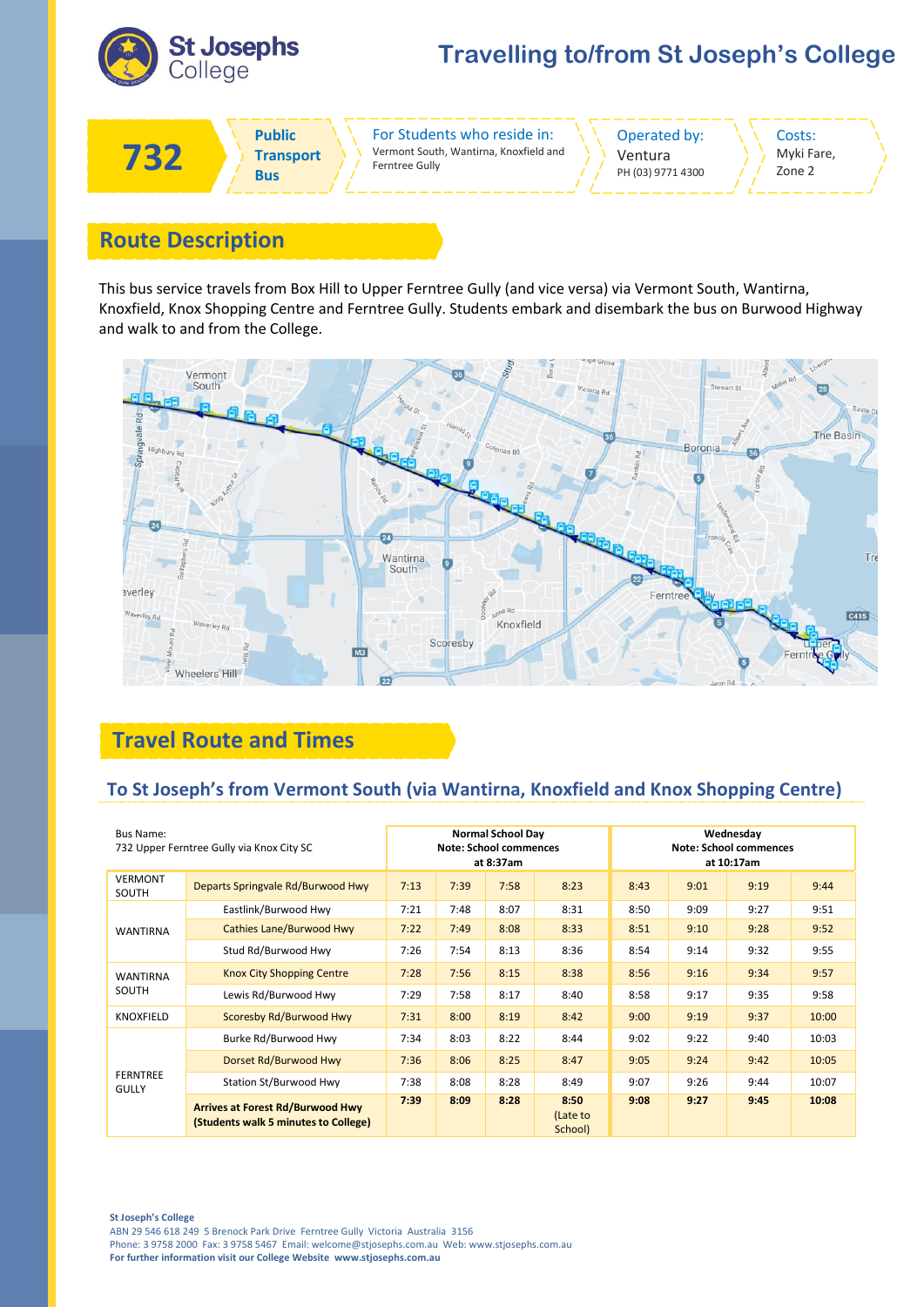# Travelling to/from St Joseph's College

St Josephs College

| 732 | Public Transport Bus | For Students who reside in: Vermont South, Wantirna, Knoxfield and Ferntree Gully | Operated by: Ventura PH (03) 9771 4300 | Costs: Myki Fare, Zone 2 |
|---|---|---|---|---|

## Route Description

This bus service travels from Box Hill to Upper Ferntree Gully (and vice versa) via Vermont South, Wantirna, Knoxfield, Knox Shopping Centre and Ferntree Gully. Students embark and disembark the bus on Burwood Highway and walk to and from the College.

## Travel Route and Times

### To St Joseph's from Vermont South (via Wantirna, Knoxfield and Knox Shopping Centre)

| Bus Name: 732 Upper Ferntree Gully via Knox City SC | | Normal School Day Note: School commences at 8:37am | | | | Wednesday Note: School commences at 10:17am | | | |
|---|---|---|---|---|---|---|---|---|---|
| VERMONT SOUTH | Departs Springvale Rd/Burwood Hwy | 7:13 | 7:39 | 7:58 | 8:23 | 8:43 | 9:01 | 9:19 | 9:44 |
| WANTIRNA | Eastlink/Burwood Hwy | 7:21 | 7:48 | 8:07 | 8:31 | 8:50 | 9:09 | 9:27 | 9:51 |
| | Cathies Lane/Burwood Hwy | 7:22 | 7:49 | 8:08 | 8:33 | 8:51 | 9:10 | 9:28 | 9:52 |
| | Stud Rd/Burwood Hwy | 7:26 | 7:54 | 8:13 | 8:36 | 8:54 | 9:14 | 9:32 | 9:55 |
| WANTIRNA SOUTH | Knox City Shopping Centre | 7:28 | 7:56 | 8:15 | 8:38 | 8:56 | 9:16 | 9:34 | 9:57 |
| | Lewis Rd/Burwood Hwy | 7:29 | 7:58 | 8:17 | 8:40 | 8:58 | 9:17 | 9:35 | 9:58 |
| KNOXFIELD | Scoresby Rd/Burwood Hwy | 7:31 | 8:00 | 8:19 | 8:42 | 9:00 | 9:19 | 9:37 | 10:00 |
| FERNTREE GULLY | Burke Rd/Burwood Hwy | 7:34 | 8:03 | 8:22 | 8:44 | 9:02 | 9:22 | 9:40 | 10:03 |
| | Dorset Rd/Burwood Hwy | 7:36 | 8:06 | 8:25 | 8:47 | 9:05 | 9:24 | 9:42 | 10:05 |
| | Station St/Burwood Hwy | 7:38 | 8:08 | 8:28 | 8:49 | 9:07 | 9:26 | 9:44 | 10:07 |
| | **Arrives at Forest Rd/Burwood Hwy (Students walk 5 minutes to College)** | **7:39** | **8:09** | **8:28** | **8:50** (Late to School) | **9:08** | **9:27** | **9:45** | **10:08** |

**St Joseph's College**
ABN 29 546 618 249 5 Brenock Park Drive Ferntree Gully Victoria Australia 3156
Phone: 3 9758 2000 Fax: 3 9758 5467 Email: welcome@stjoseph.com.au Web: www.stjosephs.com.au
**For further information visit our College Website www.stjosephs.com.au**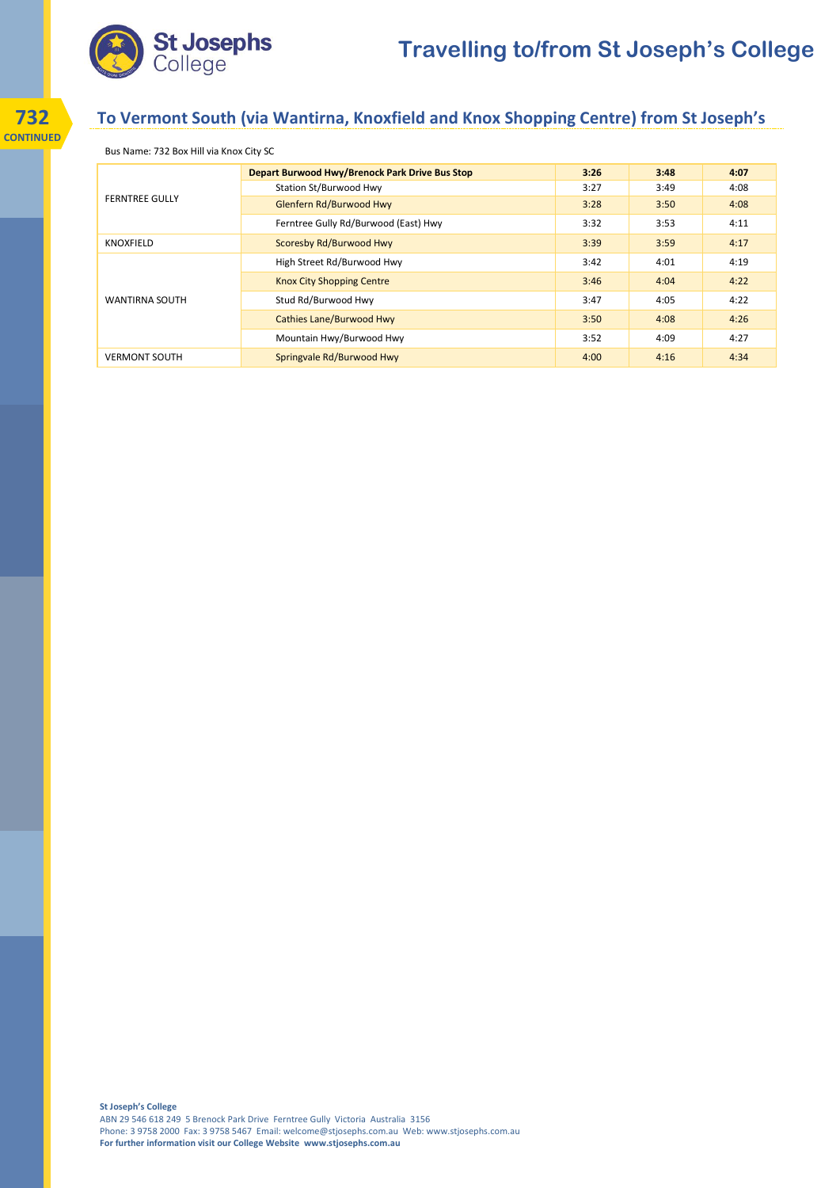**732**
**CONTINUED**

## To Vermont South (via Wantirna, Knoxfield and Knox Shopping Centre) from St Joseph's

Bus Name: 732 Box Hill via Knox City SC

| | | | | |
|---|---|---|---|---|
| FERNTREE GULLY | **Depart Burwood Hwy/Brenock Park Drive Bus Stop** | **3:26** | **3:48** | **4:07** |
| | Station St/Burwood Hwy | 3:27 | 3:49 | 4:08 |
| | Glenfern Rd/Burwood Hwy | 3:28 | 3:50 | 4:08 |
| | Ferntree Gully Rd/Burwood (East) Hwy | 3:32 | 3:53 | 4:11 |
| KNOXFIELD | Scoresby Rd/Burwood Hwy | 3:39 | 3:59 | 4:17 |
| WANTIRNA SOUTH | High Street Rd/Burwood Hwy | 3:42 | 4:01 | 4:19 |
| | Knox City Shopping Centre | 3:46 | 4:04 | 4:22 |
| | Stud Rd/Burwood Hwy | 3:47 | 4:05 | 4:22 |
| | Cathies Lane/Burwood Hwy | 3:50 | 4:08 | 4:26 |
| | Mountain Hwy/Burwood Hwy | 3:52 | 4:09 | 4:27 |
| VERMONT SOUTH | Springvale Rd/Burwood Hwy | 4:00 | 4:16 | 4:34 |

**St Joseph's College**
ABN 29 546 618 249 5 Brenock Park Drive Ferntree Gully Victoria Australia 3156
Phone: 3 9758 2000 Fax: 3 9758 5467 Email: welcome@stjosephs.com.au Web: www.stjosephs.com.au
**For further information visit our College Website www.stjosephs.com.au**